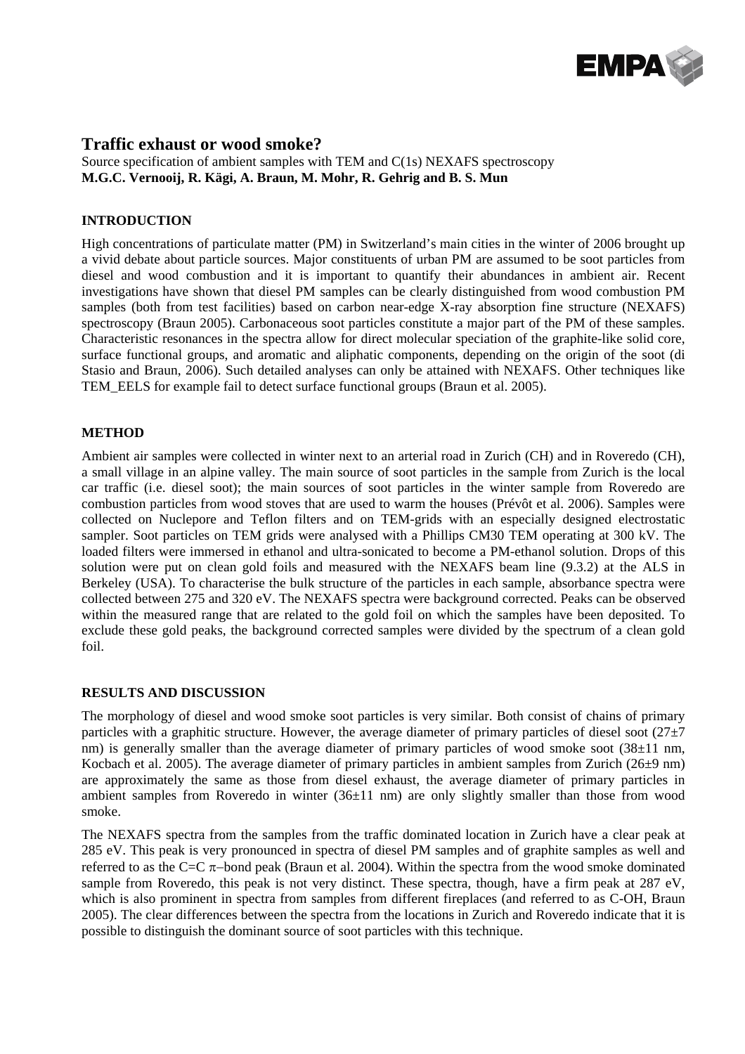# Traffic exhaust or wood smoke?

Source specification of ambient samples with TEM and C(1s) NEXAFS spectroscopy
**M.G.C. Vernooij, R. Kägi, A. Braun, M. Mohr, R. Gehrig and B. S. Mun**

## INTRODUCTION

High concentrations of particulate matter (PM) in Switzerland's main cities in the winter of 2006 brought up a vivid debate about particle sources. Major constituents of urban PM are assumed to be soot particles from diesel and wood combustion and it is important to quantify their abundances in ambient air. Recent investigations have shown that diesel PM samples can be clearly distinguished from wood combustion PM samples (both from test facilities) based on carbon near-edge X-ray absorption fine structure (NEXAFS) spectroscopy (Braun 2005). Carbonaceous soot particles constitute a major part of the PM of these samples. Characteristic resonances in the spectra allow for direct molecular speciation of the graphite-like solid core, surface functional groups, and aromatic and aliphatic components, depending on the origin of the soot (di Stasio and Braun, 2006). Such detailed analyses can only be attained with NEXAFS. Other techniques like TEM_EELS for example fail to detect surface functional groups (Braun et al. 2005).

## METHOD

Ambient air samples were collected in winter next to an arterial road in Zurich (CH) and in Roveredo (CH), a small village in an alpine valley. The main source of soot particles in the sample from Zurich is the local car traffic (i.e. diesel soot); the main sources of soot particles in the winter sample from Roveredo are combustion particles from wood stoves that are used to warm the houses (Prévôt et al. 2006). Samples were collected on Nuclepore and Teflon filters and on TEM-grids with an especially designed electrostatic sampler. Soot particles on TEM grids were analysed with a Phillips CM30 TEM operating at 300 kV. The loaded filters were immersed in ethanol and ultra-sonicated to become a PM-ethanol solution. Drops of this solution were put on clean gold foils and measured with the NEXAFS beam line (9.3.2) at the ALS in Berkeley (USA). To characterise the bulk structure of the particles in each sample, absorbance spectra were collected between 275 and 320 eV. The NEXAFS spectra were background corrected. Peaks can be observed within the measured range that are related to the gold foil on which the samples have been deposited. To exclude these gold peaks, the background corrected samples were divided by the spectrum of a clean gold foil.

## RESULTS AND DISCUSSION

The morphology of diesel and wood smoke soot particles is very similar. Both consist of chains of primary particles with a graphitic structure. However, the average diameter of primary particles of diesel soot (27±7 nm) is generally smaller than the average diameter of primary particles of wood smoke soot (38±11 nm, Kocbach et al. 2005). The average diameter of primary particles in ambient samples from Zurich (26±9 nm) are approximately the same as those from diesel exhaust, the average diameter of primary particles in ambient samples from Roveredo in winter (36±11 nm) are only slightly smaller than those from wood smoke.

The NEXAFS spectra from the samples from the traffic dominated location in Zurich have a clear peak at 285 eV. This peak is very pronounced in spectra of diesel PM samples and of graphite samples as well and referred to as the C=C $\pi$–bond peak (Braun et al. 2004). Within the spectra from the wood smoke dominated sample from Roveredo, this peak is not very distinct. These spectra, though, have a firm peak at 287 eV, which is also prominent in spectra from samples from different fireplaces (and referred to as C-OH, Braun 2005). The clear differences between the spectra from the locations in Zurich and Roveredo indicate that it is possible to distinguish the dominant source of soot particles with this technique.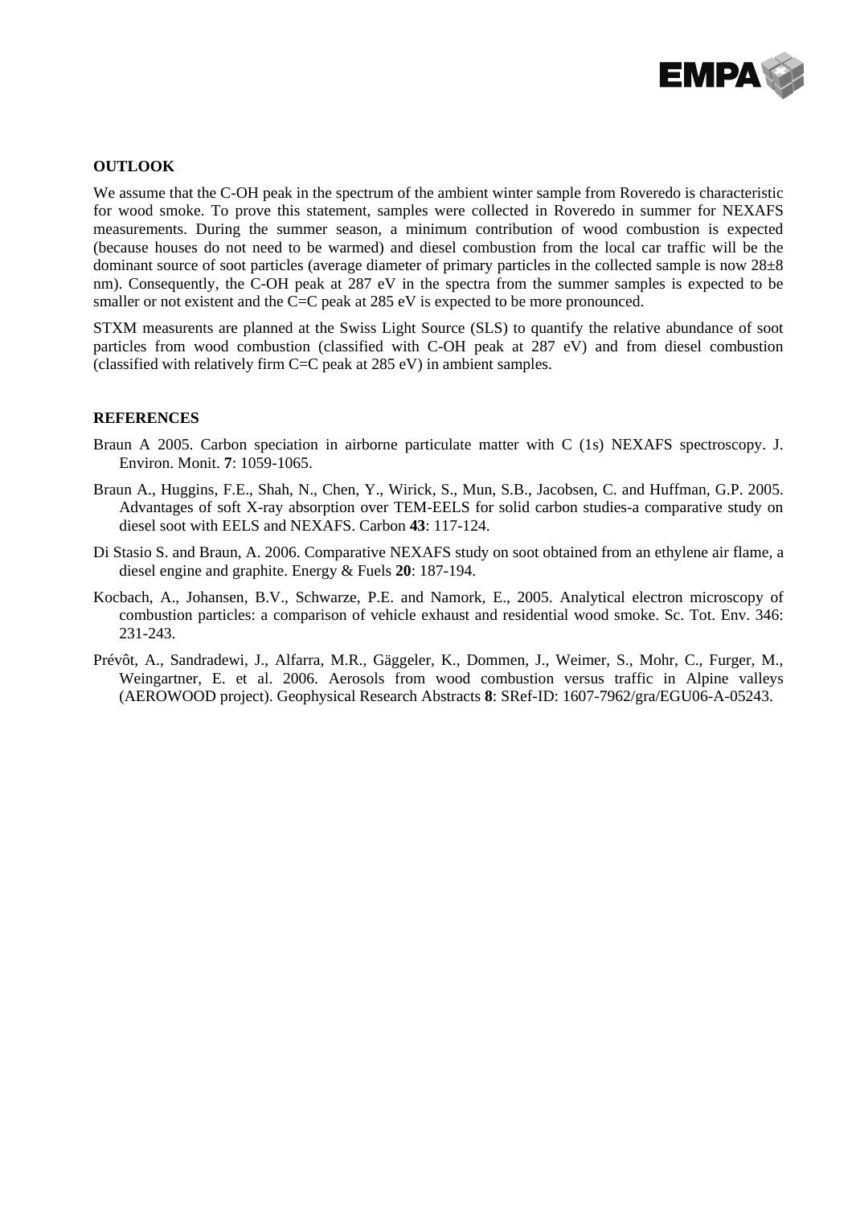## OUTLOOK

We assume that the C-OH peak in the spectrum of the ambient winter sample from Roveredo is characteristic for wood smoke. To prove this statement, samples were collected in Roveredo in summer for NEXAFS measurements. During the summer season, a minimum contribution of wood combustion is expected (because houses do not need to be warmed) and diesel combustion from the local car traffic will be the dominant source of soot particles (average diameter of primary particles in the collected sample is now 28±8 nm). Consequently, the C-OH peak at 287 eV in the spectra from the summer samples is expected to be smaller or not existent and the C=C peak at 285 eV is expected to be more pronounced.

STXM measurents are planned at the Swiss Light Source (SLS) to quantify the relative abundance of soot particles from wood combustion (classified with C-OH peak at 287 eV) and from diesel combustion (classified with relatively firm C=C peak at 285 eV) in ambient samples.

## REFERENCES

Braun A 2005. Carbon speciation in airborne particulate matter with C (1s) NEXAFS spectroscopy. J. Environ. Monit. **7**: 1059-1065.

Braun A., Huggins, F.E., Shah, N., Chen, Y., Wirick, S., Mun, S.B., Jacobsen, C. and Huffman, G.P. 2005. Advantages of soft X-ray absorption over TEM-EELS for solid carbon studies-a comparative study on diesel soot with EELS and NEXAFS. Carbon **43**: 117-124.

Di Stasio S. and Braun, A. 2006. Comparative NEXAFS study on soot obtained from an ethylene air flame, a diesel engine and graphite. Energy & Fuels **20**: 187-194.

Kocbach, A., Johansen, B.V., Schwarze, P.E. and Namork, E., 2005. Analytical electron microscopy of combustion particles: a comparison of vehicle exhaust and residential wood smoke. Sc. Tot. Env. 346: 231-243.

Prévôt, A., Sandradewi, J., Alfarra, M.R., Gäggeler, K., Dommen, J., Weimer, S., Mohr, C., Furger, M., Weingartner, E. et al. 2006. Aerosols from wood combustion versus traffic in Alpine valleys (AEROWOOD project). Geophysical Research Abstracts **8**: SRef-ID: 1607-7962/gra/EGU06-A-05243.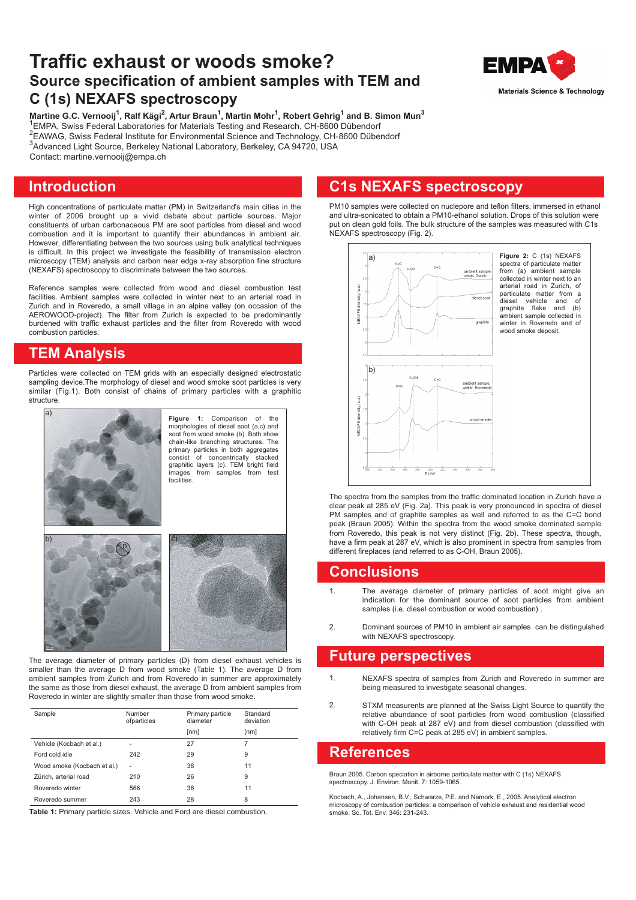# Traffic exhaust or woods smoke?

## Source specification of ambient samples with TEM and C (1s) NEXAFS spectroscopy

EMPA
Materials Science & Technology

**Martine G.C. Vernooij[1], Ralf Kägi[2], Artur Braun[1], Martin Mohr[1], Robert Gehrig[1] and B. Simon Mun[3]**

[1]EMPA, Swiss Federal Laboratories for Materials Testing and Research, CH-8600 Dübendorf
[2]EAWAG, Swiss Federal Institute for Environmental Science and Technology, CH-8600 Dübendorf
[3]Advanced Light Source, Berkeley National Laboratory, Berkeley, CA 94720, USA
Contact: martine.vernooij@empa.ch

## Introduction

High concentrations of particulate matter (PM) in Switzerland's main cities in the winter of 2006 brought up a vivid debate about particle sources. Major constituents of urban carbonaceous PM are soot particles from diesel and wood combustion and it is important to quantify their abundances in ambient air. However, differentiating between the two sources using bulk analytical techniques is difficult. In this project we investigate the feasibility of transmission electron microscopy (TEM) analysis and carbon near edge x-ray absorption fine structure (NEXAFS) spectroscopy to discriminate between the two sources.

Reference samples were collected from wood and diesel combustion test facilities. Ambient samples were collected in winter next to an arterial road in Zurich and in Roveredo, a small village in an alpine valley (on occasion of the AEROWOOD-project). The filter from Zurich is expected to be predominantly burdened with traffic exhaust particles and the filter from Roveredo with wood combustion particles.

## TEM Analysis

Particles were collected on TEM grids with an especially designed electrostatic sampling device.The morphology of diesel and wood smoke soot particles is very similar (Fig.1). Both consist of chains of primary particles with a graphitic structure.

a)

b)

c)

**Figure 1:** Comparison of the morphologies of diesel soot (a,c) and soot from wood smoke (b). Both show chain-like branching structures. The primary particles in both aggregates consist of concentrically stacked graphitic layers (c). TEM bright field images from samples from test facilities.

The average diameter of primary particles (D) from diesel exhaust vehicles is smaller than the average D from wood smoke (Table 1). The average D from ambient samples from Zurich and from Roveredo in winter are approximately the same as those from diesel exhaust, the average D from ambient samples from Roveredo in winter are slightly smaller than those from wood smoke.

| Sample | Number ofparticles | Primary particle diameter [nm] | Standard deviation [nm] |
|---|---|---|---|
| Vehicle (Kocbach et al.) | - | 27 | 7 |
| Ford cold idle | 242 | 29 | 9 |
| Wood smoke (Kocbach et al.) | - | 38 | 11 |
| Zürich, arterial road | 210 | 26 | 9 |
| Roveredo winter | 566 | 36 | 11 |
| Roveredo summer | 243 | 28 | 8 |

**Table 1:** Primary particle sizes. Vehicle and Ford are diesel combustion.

## C1s NEXAFS spectroscopy

PM10 samples were collected on nuclepore and teflon filters, immersed in ethanol and ultra-sonicated to obtain a PM10-ethanol solution. Drops of this solution were put on clean gold foils. The bulk structure of the samples was measured with C1s NEXAFS spectroscopy (Fig. 2).

a)
C=C
C-OH
C=C
ambient sample, winter, Zurich
diesel soot
graphite
NEXAFS intensity (a.u.)

b)
C-OH
C=C
C=C
ambient sample, winter, Roveredo
wood smoke
NEXAFS intensity (a.u.)
E (eV)

**Figure 2:** C (1s) NEXAFS spectra of particulate matter from (a) ambient sample collected in winter next to an arterial road in Zurich, of particulate matter from a diesel vehicle and of graphite flake and (b) ambient sample collected in winter in Roveredo and of wood smoke deposit.

The spectra from the samples from the traffic dominated location in Zurich have a clear peak at 285 eV (Fig. 2a). This peak is very pronounced in spectra of diesel PM samples and of graphite samples as well and referred to as the C=C bond peak (Braun 2005). Within the spectra from the wood smoke dominated sample from Roveredo, this peak is not very distinct (Fig. 2b). These spectra, though, have a firm peak at 287 eV, which is also prominent in spectra from samples from different fireplaces (and referred to as C-OH, Braun 2005).

## Conclusions

1. The average diameter of primary particles of soot might give an indication for the dominant source of soot particles from ambient samples (i.e. diesel combustion or wood combustion) .

2. Dominant sources of PM10 in ambient air samples can be distinguished with NEXAFS spectroscopy.

## Future perspectives

1. NEXAFS spectra of samples from Zurich and Roveredo in summer are being measured to investigate seasonal changes.

2. STXM measurents are planned at the Swiss Light Source to quantify the relative abundance of soot particles from wood combustion (classified with C-OH peak at 287 eV) and from diesel combustion (classified with relatively firm C=C peak at 285 eV) in ambient samples.

## References

Braun 2005. Carbon speciation in airborne particulate matter with C (1s) NEXAFS spectroscopy. J. Environ. Monit. 7: 1059-1065.

Kocbach, A., Johansen, B.V., Schwarze, P.E. and Namork, E., 2005. Analytical electron microscopy of combustion particles: a comparison of vehicle exhaust and residential wood smoke. Sc. Tot. Env. 346: 231-243.